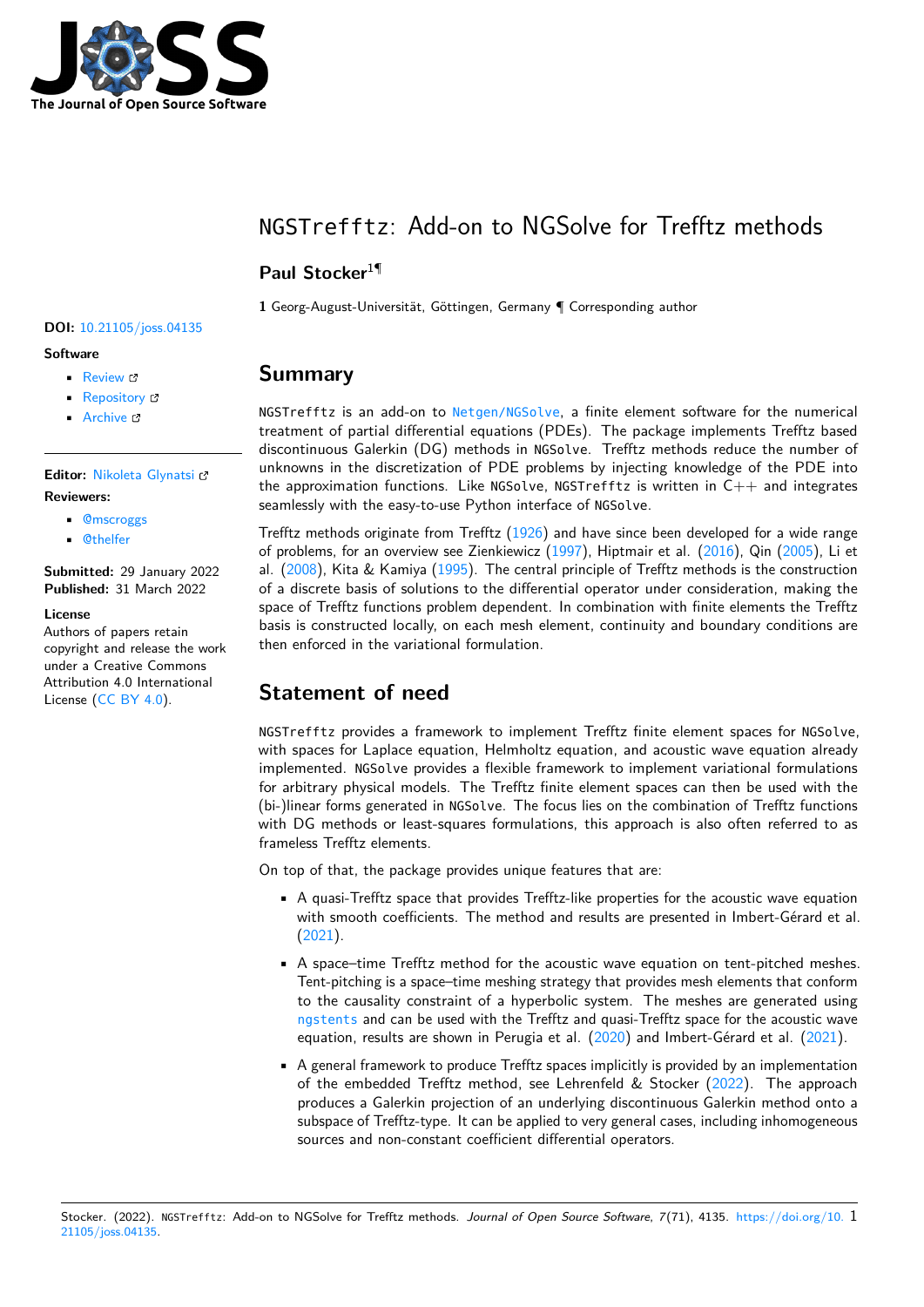# NGSTrefftz: Add-on to NGSolve for Trefftz methods

**Paul Stocker**[1¶]

**1** Georg-August-Universität, Göttingen, Germany ¶ Corresponding author

**DOI:** 10.21105/joss.04135

**Software**

- Review
- Repository
- Archive

**Editor:** Nikoleta Glynatsi

**Reviewers:**

- @mscroggs
- @thelfer

**Submitted:** 29 January 2022
**Published:** 31 March 2022

**License**
Authors of papers retain copyright and release the work under a Creative Commons Attribution 4.0 International License (CC BY 4.0).

## Summary

`NGSTrefftz` is an add-on to `Netgen/NGSolve`, a finite element software for the numerical treatment of partial differential equations (PDEs). The package implements Trefftz based discontinuous Galerkin (DG) methods in `NGSolve`. Trefftz methods reduce the number of unknowns in the discretization of PDE problems by injecting knowledge of the PDE into the approximation functions. Like `NGSolve`, `NGSTrefftz` is written in C++ and integrates seamlessly with the easy-to-use Python interface of `NGSolve`.

Trefftz methods originate from Trefftz (1926) and have since been developed for a wide range of problems, for an overview see Zienkiewicz (1997), Hiptmair et al. (2016), Qin (2005), Li et al. (2008), Kita & Kamiya (1995). The central principle of Trefftz methods is the construction of a discrete basis of solutions to the differential operator under consideration, making the space of Trefftz functions problem dependent. In combination with finite elements the Trefftz basis is constructed locally, on each mesh element, continuity and boundary conditions are then enforced in the variational formulation.

## Statement of need

`NGSTrefftz` provides a framework to implement Trefftz finite element spaces for `NGSolve`, with spaces for Laplace equation, Helmholtz equation, and acoustic wave equation already implemented. `NGSolve` provides a flexible framework to implement variational formulations for arbitrary physical models. The Trefftz finite element spaces can then be used with the (bi-)linear forms generated in `NGSolve`. The focus lies on the combination of Trefftz functions with DG methods or least-squares formulations, this approach is also often referred to as frameless Trefftz elements.

On top of that, the package provides unique features that are:

- A quasi-Trefftz space that provides Trefftz-like properties for the acoustic wave equation with smooth coefficients. The method and results are presented in Imbert-Gérard et al. (2021).
- A space–time Trefftz method for the acoustic wave equation on tent-pitched meshes. Tent-pitching is a space–time meshing strategy that provides mesh elements that conform to the causality constraint of a hyperbolic system. The meshes are generated using `ngstents` and can be used with the Trefftz and quasi-Trefftz space for the acoustic wave equation, results are shown in Perugia et al. (2020) and Imbert-Gérard et al. (2021).
- A general framework to produce Trefftz spaces implicitly is provided by an implementation of the embedded Trefftz method, see Lehrenfeld & Stocker (2022). The approach produces a Galerkin projection of an underlying discontinuous Galerkin method onto a subspace of Trefftz-type. It can be applied to very general cases, including inhomogeneous sources and non-constant coefficient differential operators.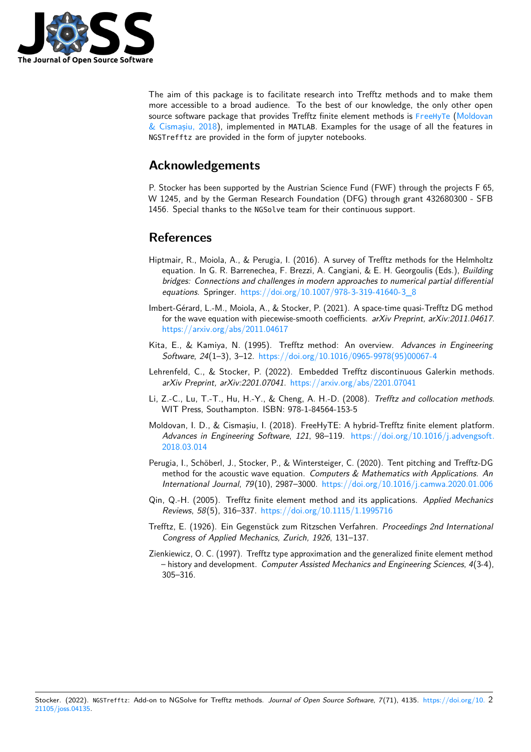The aim of this package is to facilitate research into Trefftz methods and to make them more accessible to a broad audience. To the best of our knowledge, the only other open source software package that provides Trefftz finite element methods is FreeHyTe (Moldovan & Cismașiu, 2018), implemented in MATLAB. Examples for the usage of all the features in NGSTrefftz are provided in the form of jupyter notebooks.

# Acknowledgements

P. Stocker has been supported by the Austrian Science Fund (FWF) through the projects F 65, W 1245, and by the German Research Foundation (DFG) through grant 432680300 - SFB 1456. Special thanks to the NGSolve team for their continuous support.

# References

Hiptmair, R., Moiola, A., & Perugia, I. (2016). A survey of Trefftz methods for the Helmholtz equation. In G. R. Barrenechea, F. Brezzi, A. Cangiani, & E. H. Georgoulis (Eds.), *Building bridges: Connections and challenges in modern approaches to numerical partial differential equations*. Springer. https://doi.org/10.1007/978-3-319-41640-3_8

Imbert-Gérard, L.-M., Moiola, A., & Stocker, P. (2021). A space-time quasi-Trefftz DG method for the wave equation with piecewise-smooth coefficients. *arXiv Preprint, arXiv:2011.04617*. https://arxiv.org/abs/2011.04617

Kita, E., & Kamiya, N. (1995). Trefftz method: An overview. *Advances in Engineering Software*, *24*(1–3), 3–12. https://doi.org/10.1016/0965-9978(95)00067-4

Lehrenfeld, C., & Stocker, P. (2022). Embedded Trefftz discontinuous Galerkin methods. *arXiv Preprint, arXiv:2201.07041*. https://arxiv.org/abs/2201.07041

Li, Z.-C., Lu, T.-T., Hu, H.-Y., & Cheng, A. H.-D. (2008). *Trefftz and collocation methods*. WIT Press, Southampton. ISBN: 978-1-84564-153-5

Moldovan, I. D., & Cismașiu, I. (2018). FreeHyTE: A hybrid-Trefftz finite element platform. *Advances in Engineering Software*, *121*, 98–119. https://doi.org/10.1016/j.advengsoft.2018.03.014

Perugia, I., Schöberl, J., Stocker, P., & Wintersteiger, C. (2020). Tent pitching and Trefftz-DG method for the acoustic wave equation. *Computers & Mathematics with Applications. An International Journal*, *79*(10), 2987–3000. https://doi.org/10.1016/j.camwa.2020.01.006

Qin, Q.-H. (2005). Trefftz finite element method and its applications. *Applied Mechanics Reviews*, *58*(5), 316–337. https://doi.org/10.1115/1.1995716

Trefftz, E. (1926). Ein Gegenstück zum Ritzschen Verfahren. *Proceedings 2nd International Congress of Applied Mechanics, Zurich, 1926*, 131–137.

Zienkiewicz, O. C. (1997). Trefftz type approximation and the generalized finite element method – history and development. *Computer Assisted Mechanics and Engineering Sciences*, *4*(3-4), 305–316.